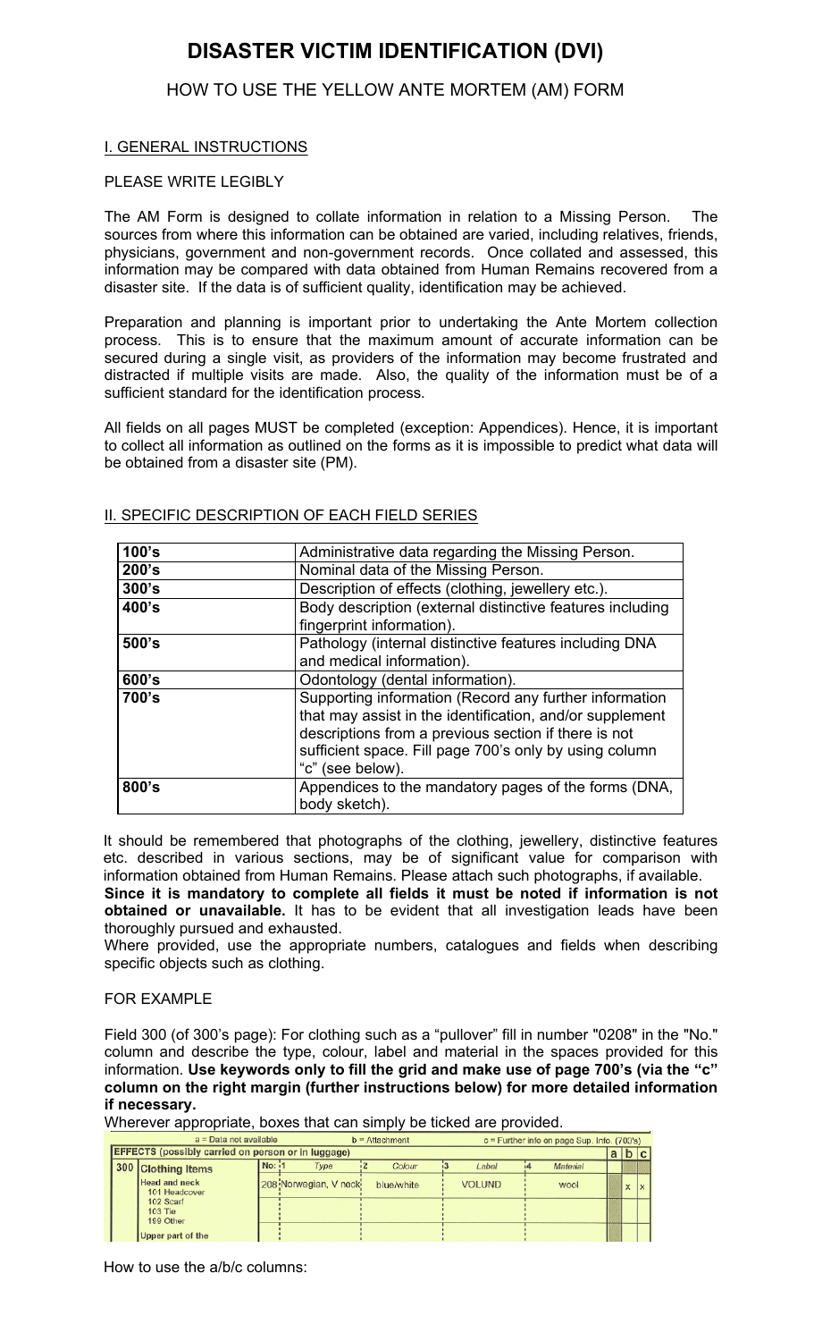# DISASTER VICTIM IDENTIFICATION (DVI)

## HOW TO USE THE YELLOW ANTE MORTEM (AM) FORM

### I. GENERAL INSTRUCTIONS

PLEASE WRITE LEGIBLY

The AM Form is designed to collate information in relation to a Missing Person. The sources from where this information can be obtained are varied, including relatives, friends, physicians, government and non-government records. Once collated and assessed, this information may be compared with data obtained from Human Remains recovered from a disaster site. If the data is of sufficient quality, identification may be achieved.

Preparation and planning is important prior to undertaking the Ante Mortem collection process. This is to ensure that the maximum amount of accurate information can be secured during a single visit, as providers of the information may become frustrated and distracted if multiple visits are made. Also, the quality of the information must be of a sufficient standard for the identification process.

All fields on all pages MUST be completed (exception: Appendices). Hence, it is important to collect all information as outlined on the forms as it is impossible to predict what data will be obtained from a disaster site (PM).

### II. SPECIFIC DESCRIPTION OF EACH FIELD SERIES

| | |
|---|---|
| **100's** | Administrative data regarding the Missing Person. |
| **200's** | Nominal data of the Missing Person. |
| **300's** | Description of effects (clothing, jewellery etc.). |
| **400's** | Body description (external distinctive features including fingerprint information). |
| **500's** | Pathology (internal distinctive features including DNA and medical information). |
| **600's** | Odontology (dental information). |
| **700's** | Supporting information (Record any further information that may assist in the identification, and/or supplement descriptions from a previous section if there is not sufficient space. Fill page 700's only by using column "c" (see below). |
| **800's** | Appendices to the mandatory pages of the forms (DNA, body sketch). |

It should be remembered that photographs of the clothing, jewellery, distinctive features etc. described in various sections, may be of significant value for comparison with information obtained from Human Remains. Please attach such photographs, if available.

**Since it is mandatory to complete all fields it must be noted if information is not obtained or unavailable.** It has to be evident that all investigation leads have been thoroughly pursued and exhausted.

Where provided, use the appropriate numbers, catalogues and fields when describing specific objects such as clothing.

FOR EXAMPLE

Field 300 (of 300's page): For clothing such as a "pullover" fill in number "0208" in the "No." column and describe the type, colour, label and material in the spaces provided for this information. **Use keywords only to fill the grid and make use of page 700's (via the "c" column on the right margin (further instructions below) for more detailed information if necessary.**

Wherever appropriate, boxes that can simply be ticked are provided.

a = Data not available　　b = Attachment　　c = Further info on page Sup. Info. (700's)

| EFFECTS (possibly carried on person or in luggage) | | | | | | | a | b | c |
|---|---|---|---|---|---|---|---|---|---|
| 300 | Clothing Items | No: | 1 Type | 2 Colour | 3 Label | 4 Material | | | |
| | Head and neck<br>101 Headcover<br>102 Scarf<br>103 Tie<br>199 Other | 208 | Norwegian, V neck | blue/white | VOLUND | wool | | x | x |
| | Upper part of the | | | | | | | | |

How to use the a/b/c columns: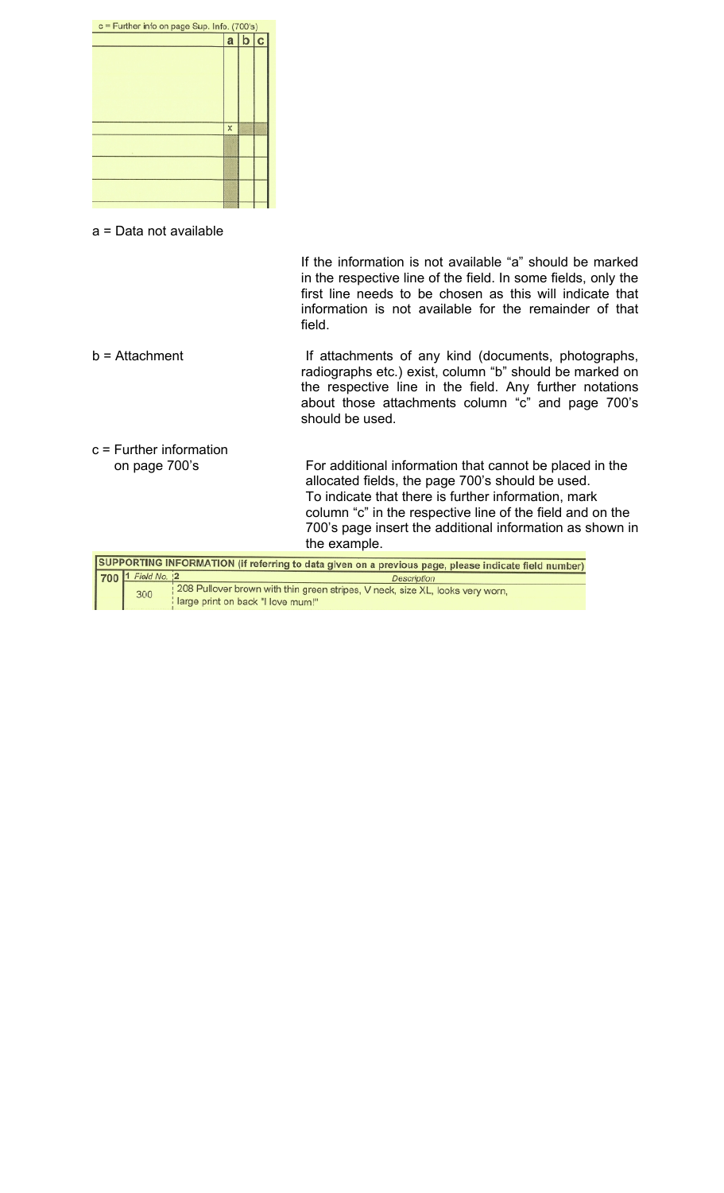| c = Further info on page Sup. Info. (700's) | a | b | c |
| --- | --- | --- | --- |
| | | | |
| | x | | |
| | | | |
| | | | |
| | | | |

a = Data not available

If the information is not available “a” should be marked in the respective line of the field. In some fields, only the first line needs to be chosen as this will indicate that information is not available for the remainder of that field.

b = Attachment

If attachments of any kind (documents, photographs, radiographs etc.) exist, column “b” should be marked on the respective line in the field. Any further notations about those attachments column “c” and page 700’s should be used.

c = Further information on page 700’s

For additional information that cannot be placed in the allocated fields, the page 700’s should be used.
To indicate that there is further information, mark column “c” in the respective line of the field and on the 700’s page insert the additional information as shown in the example.

| SUPPORTING INFORMATION (if referring to data given on a previous page, please indicate field number) | | |
| --- | --- | --- |
| 700 | 1 Field No. | 2 Description |
| | 300 | 208 Pullover brown with thin green stripes, V neck, size XL, looks very worn, large print on back "I love mum!" |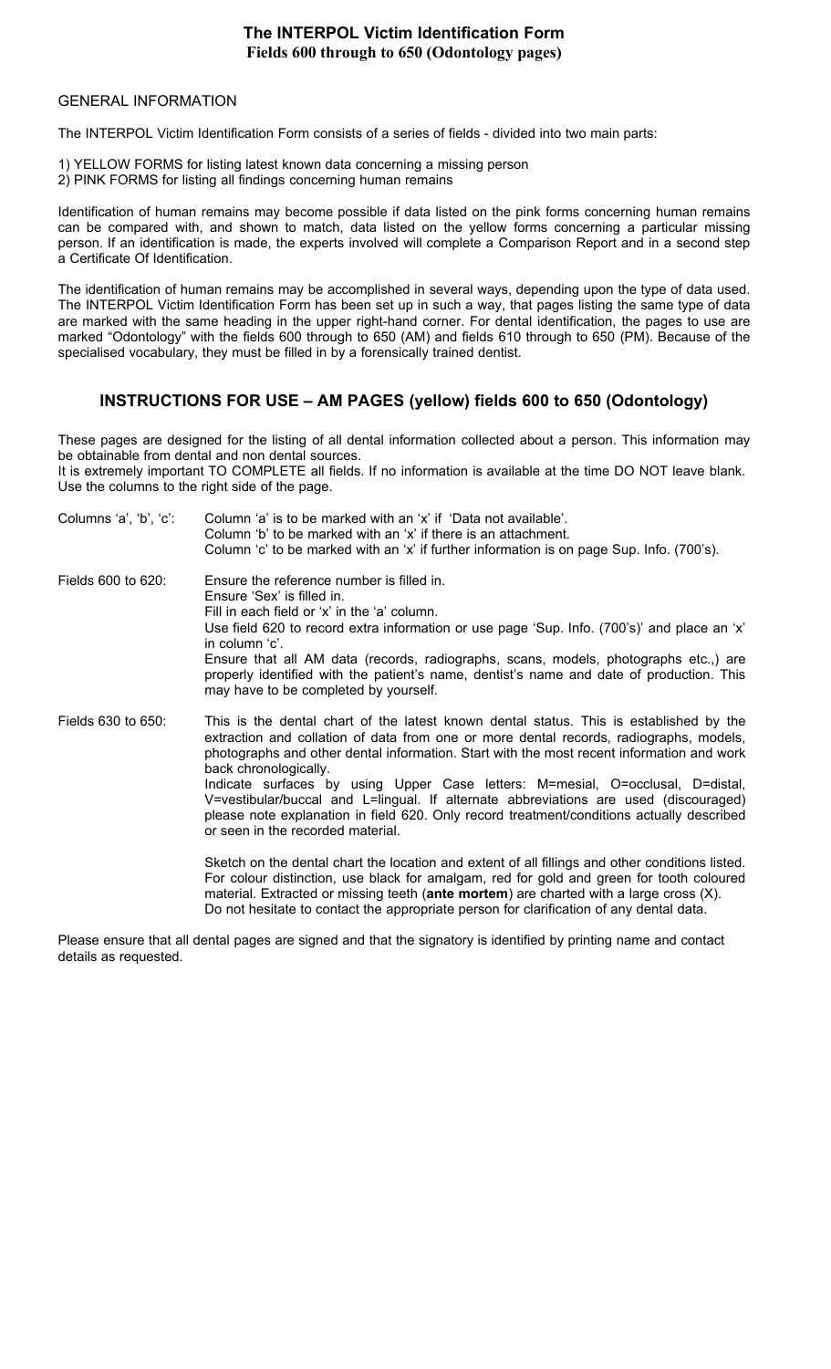# The INTERPOL Victim Identification Form
## Fields 600 through to 650 (Odontology pages)

GENERAL INFORMATION

The INTERPOL Victim Identification Form consists of a series of fields - divided into two main parts:

1) YELLOW FORMS for listing latest known data concerning a missing person
2) PINK FORMS for listing all findings concerning human remains

Identification of human remains may become possible if data listed on the pink forms concerning human remains can be compared with, and shown to match, data listed on the yellow forms concerning a particular missing person. If an identification is made, the experts involved will complete a Comparison Report and in a second step a Certificate Of Identification.

The identification of human remains may be accomplished in several ways, depending upon the type of data used. The INTERPOL Victim Identification Form has been set up in such a way, that pages listing the same type of data are marked with the same heading in the upper right-hand corner. For dental identification, the pages to use are marked "Odontology" with the fields 600 through to 650 (AM) and fields 610 through to 650 (PM). Because of the specialised vocabulary, they must be filled in by a forensically trained dentist.

## INSTRUCTIONS FOR USE – AM PAGES (yellow) fields 600 to 650 (Odontology)

These pages are designed for the listing of all dental information collected about a person. This information may be obtainable from dental and non dental sources.
It is extremely important TO COMPLETE all fields. If no information is available at the time DO NOT leave blank. Use the columns to the right side of the page.

**Columns 'a', 'b', 'c':**
Column 'a' is to be marked with an 'x' if 'Data not available'.
Column 'b' to be marked with an 'x' if there is an attachment.
Column 'c' to be marked with an 'x' if further information is on page Sup. Info. (700's).

**Fields 600 to 620:**
Ensure the reference number is filled in.
Ensure 'Sex' is filled in.
Fill in each field or 'x' in the 'a' column.
Use field 620 to record extra information or use page 'Sup. Info. (700's)' and place an 'x' in column 'c'.
Ensure that all AM data (records, radiographs, scans, models, photographs etc.,) are properly identified with the patient's name, dentist's name and date of production. This may have to be completed by yourself.

**Fields 630 to 650:**
This is the dental chart of the latest known dental status. This is established by the extraction and collation of data from one or more dental records, radiographs, models, photographs and other dental information. Start with the most recent information and work back chronologically.
Indicate surfaces by using Upper Case letters: M=mesial, O=occlusal, D=distal, V=vestibular/buccal and L=lingual. If alternate abbreviations are used (discouraged) please note explanation in field 620. Only record treatment/conditions actually described or seen in the recorded material.

Sketch on the dental chart the location and extent of all fillings and other conditions listed. For colour distinction, use black for amalgam, red for gold and green for tooth coloured material. Extracted or missing teeth (**ante mortem**) are charted with a large cross (X).
Do not hesitate to contact the appropriate person for clarification of any dental data.

Please ensure that all dental pages are signed and that the signatory is identified by printing name and contact details as requested.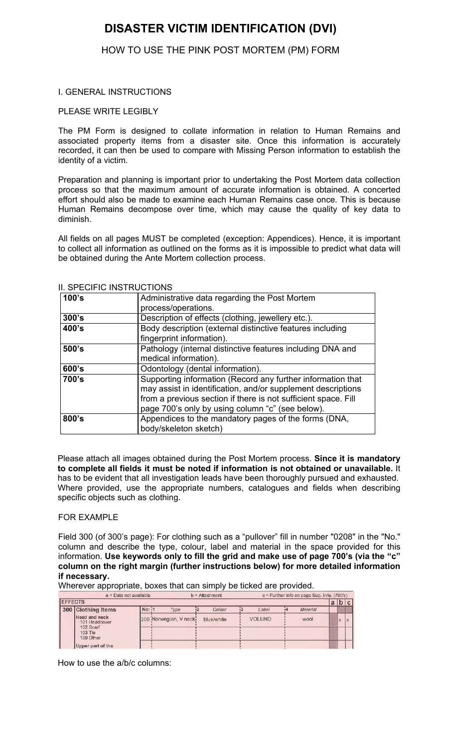# DISASTER VICTIM IDENTIFICATION (DVI)

## HOW TO USE THE PINK POST MORTEM (PM) FORM

### I. GENERAL INSTRUCTIONS

PLEASE WRITE LEGIBLY

The PM Form is designed to collate information in relation to Human Remains and associated property items from a disaster site. Once this information is accurately recorded, it can then be used to compare with Missing Person information to establish the identity of a victim.

Preparation and planning is important prior to undertaking the Post Mortem data collection process so that the maximum amount of accurate information is obtained. A concerted effort should also be made to examine each Human Remains case once. This is because Human Remains decompose over time, which may cause the quality of key data to diminish.

All fields on all pages MUST be completed (exception: Appendices). Hence, it is important to collect all information as outlined on the forms as it is impossible to predict what data will be obtained during the Ante Mortem collection process.

### II. SPECIFIC INSTRUCTIONS

| **100's** | Administrative data regarding the Post Mortem process/operations. |
|---|---|
| **300's** | Description of effects (clothing, jewellery etc.). |
| **400's** | Body description (external distinctive features including fingerprint information). |
| **500's** | Pathology (internal distinctive features including DNA and medical information). |
| **600's** | Odontology (dental information). |
| **700's** | Supporting information (Record any further information that may assist in identification, and/or supplement descriptions from a previous section if there is not sufficient space. Fill page 700's only by using column "c" (see below). |
| **800's** | Appendices to the mandatory pages of the forms (DNA, body/skeleton sketch) |

Please attach all images obtained during the Post Mortem process. **Since it is mandatory to complete all fields it must be noted if information is not obtained or unavailable.** It has to be evident that all investigation leads have been thoroughly pursued and exhausted. Where provided, use the appropriate numbers, catalogues and fields when describing specific objects such as clothing.

FOR EXAMPLE

Field 300 (of 300's page): For clothing such as a "pullover" fill in number "0208" in the "No." column and describe the type, colour, label and material in the space provided for this information. **Use keywords only to fill the grid and make use of page 700's (via the "c" column on the right margin (further instructions below) for more detailed information if necessary.**

Wherever appropriate, boxes that can simply be ticked are provided.

a = Data not available | b = Attachment | c = Further info on page Sup. Info. (700's)

| EFFECTS | | | | | | | | | |
|---|---|---|---|---|---|---|---|---|---|
| **300** | **Clothing Items** | No: | 1 Type | 2 Colour | 3 Label | 4 Material | a | b | c |
| | Head and neck<br>101 Headcover<br>102 Scarf<br>103 Tie<br>199 Other | 208 | Norwegian, V neck | blue/white | VOLUND | wool | | x | x |
| | | | | | | | | | |
| | Upper part of the | | | | | | | | |

How to use the a/b/c columns: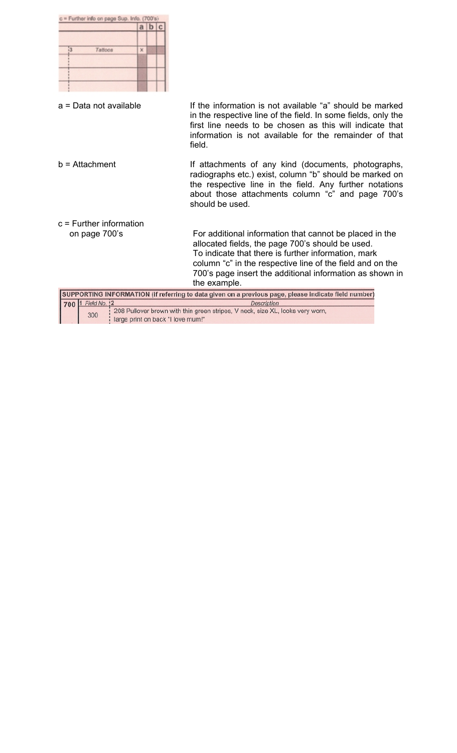| c = Further info on page Sup. Info. (700's) | a | b | c |
|---|---|---|---|
| | | | |
| 3 Tattoos | x | | |
| | | | |
| | | | |
| | | | |

a = Data not available

If the information is not available “a” should be marked in the respective line of the field. In some fields, only the first line needs to be chosen as this will indicate that information is not available for the remainder of that field.

b = Attachment

If attachments of any kind (documents, photographs, radiographs etc.) exist, column “b” should be marked on the respective line in the field. Any further notations about those attachments column “c” and page 700’s should be used.

c = Further information on page 700’s

For additional information that cannot be placed in the allocated fields, the page 700’s should be used.
To indicate that there is further information, mark column “c” in the respective line of the field and on the 700’s page insert the additional information as shown in the example.

| SUPPORTING INFORMATION (If referring to data given on a previous page, please indicate field number) | | |
|---|---|---|
| 700 | 1 Field No. | 2 Description |
| | 300 | 208 Pullover brown with thin green stripes, V neck, size XL, looks very worn, large print on back "I love mum!" |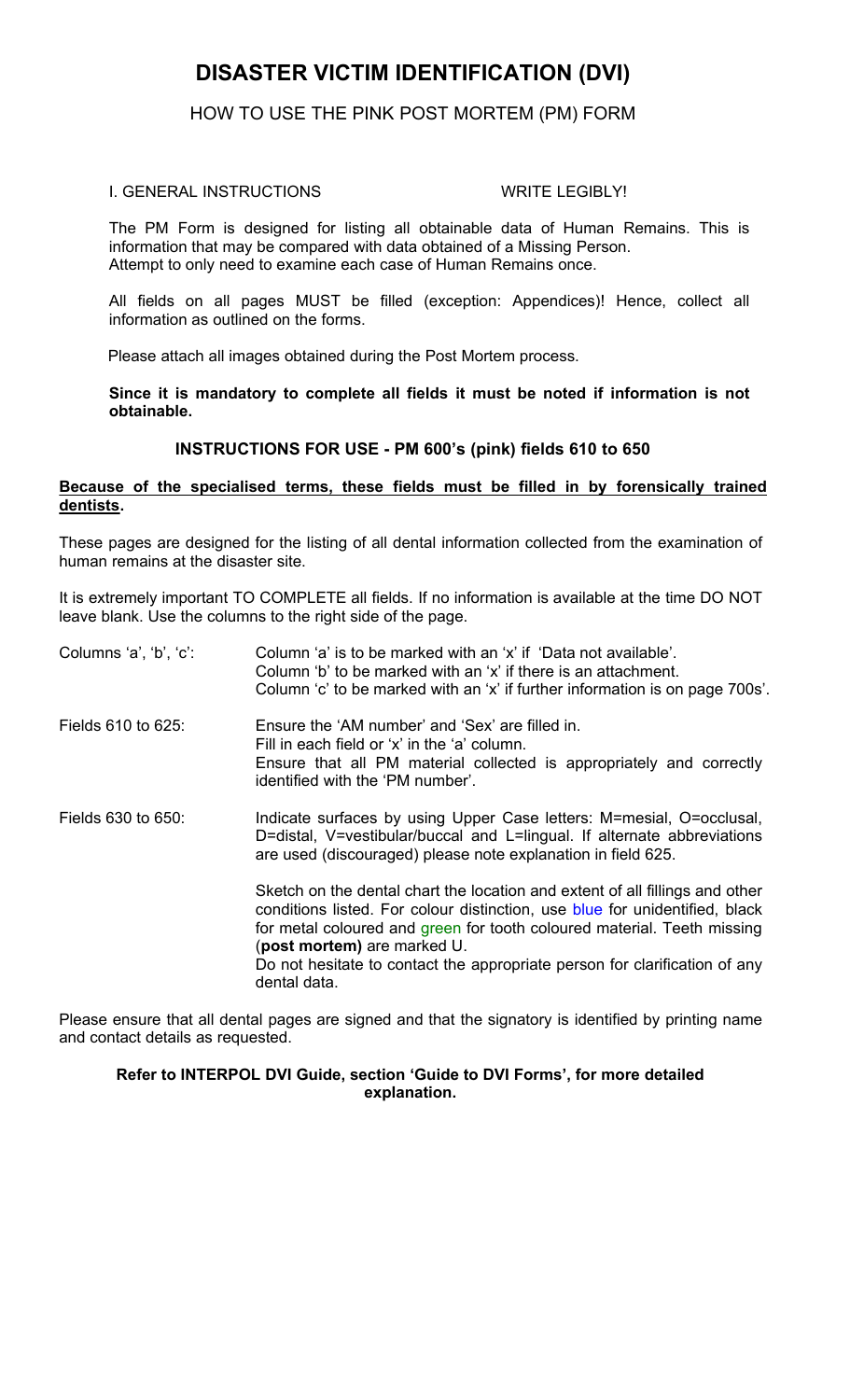# DISASTER VICTIM IDENTIFICATION (DVI)

## HOW TO USE THE PINK POST MORTEM (PM) FORM

I. GENERAL INSTRUCTIONS WRITE LEGIBLY!

The PM Form is designed for listing all obtainable data of Human Remains. This is information that may be compared with data obtained of a Missing Person. Attempt to only need to examine each case of Human Remains once.

All fields on all pages MUST be filled (exception: Appendices)! Hence, collect all information as outlined on the forms.

Please attach all images obtained during the Post Mortem process.

**Since it is mandatory to complete all fields it must be noted if information is not obtainable.**

### INSTRUCTIONS FOR USE - PM 600's (pink) fields 610 to 650

**Because of the specialised terms, these fields must be filled in by forensically trained dentists.**

These pages are designed for the listing of all dental information collected from the examination of human remains at the disaster site.

It is extremely important TO COMPLETE all fields. If no information is available at the time DO NOT leave blank. Use the columns to the right side of the page.

Columns 'a', 'b', 'c': Column 'a' is to be marked with an 'x' if 'Data not available'. Column 'b' to be marked with an 'x' if there is an attachment. Column 'c' to be marked with an 'x' if further information is on page 700s'.

Fields 610 to 625: Ensure the 'AM number' and 'Sex' are filled in. Fill in each field or 'x' in the 'a' column. Ensure that all PM material collected is appropriately and correctly identified with the 'PM number'.

Fields 630 to 650: Indicate surfaces by using Upper Case letters: M=mesial, O=occlusal, D=distal, V=vestibular/buccal and L=lingual. If alternate abbreviations are used (discouraged) please note explanation in field 625.

Sketch on the dental chart the location and extent of all fillings and other conditions listed. For colour distinction, use blue for unidentified, black for metal coloured and green for tooth coloured material. Teeth missing (**post mortem)** are marked U.
Do not hesitate to contact the appropriate person for clarification of any dental data.

Please ensure that all dental pages are signed and that the signatory is identified by printing name and contact details as requested.

**Refer to INTERPOL DVI Guide, section 'Guide to DVI Forms', for more detailed explanation.**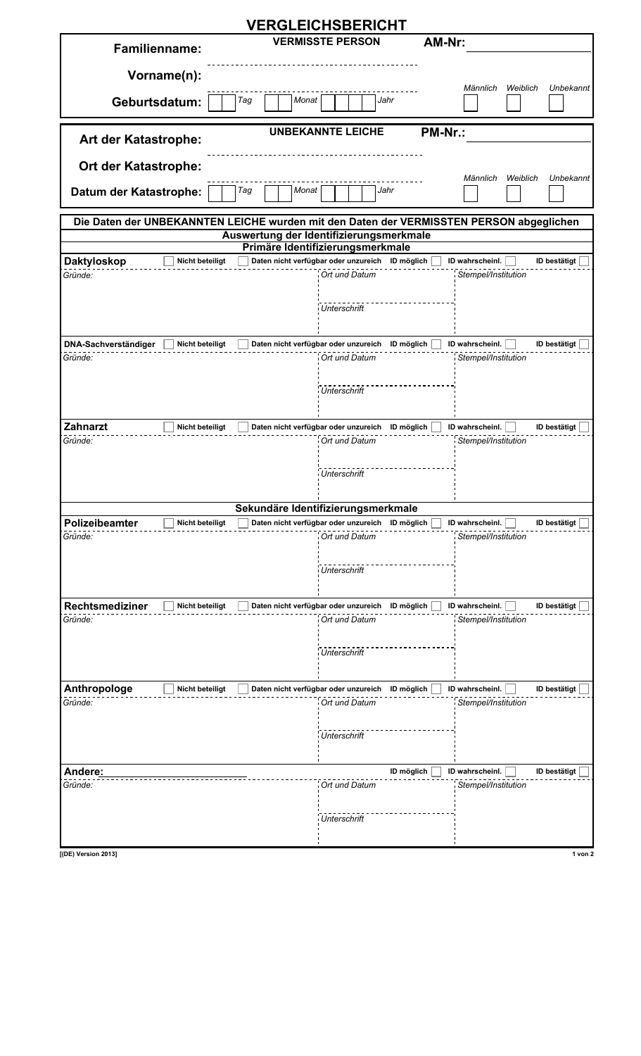# VERGLEICHSBERICHT

| | **VERMISSTE PERSON** | **AM-Nr:** |
|---|---|---|
| **Familienname:** | | |
| **Vorname(n):** | | *Männlich* ☐ *Weiblich* ☐ *Unbekannt* ☐ |
| **Geburtsdatum:** | ☐ *Tag* ☐ *Monat* ☐ ☐ ☐ *Jahr* | |

| | **UNBEKANNTE LEICHE** | **PM-Nr.:** |
|---|---|---|
| **Art der Katastrophe:** | | |
| **Ort der Katastrophe:** | | *Männlich* ☐ *Weiblich* ☐ *Unbekannt* ☐ |
| **Datum der Katastrophe:** | ☐ *Tag* ☐ *Monat* ☐ ☐ ☐ *Jahr* | |

**Die Daten der UNBEKANNTEN LEICHE wurden mit den Daten der VERMISSTEN PERSON abgeglichen**

## Auswertung der Identifizierungsmerkmale

### Primäre Identifizierungsmerkmale

**Daktyloskop** ☐ Nicht beteiligt ☐ Daten nicht verfügbar oder unzureich ID möglich ☐ ID wahrscheinl. ☐ ID bestätigt ☐

*Gründe:* | *Ort und Datum* | *Stempel/Institution*

*Unterschrift*

**DNA-Sachverständiger** ☐ Nicht beteiligt ☐ Daten nicht verfügbar oder unzureich ID möglich ☐ ID wahrscheinl. ☐ ID bestätigt ☐

*Gründe:* | *Ort und Datum* | *Stempel/Institution*

*Unterschrift*

**Zahnarzt** ☐ Nicht beteiligt ☐ Daten nicht verfügbar oder unzureich ID möglich ☐ ID wahrscheinl. ☐ ID bestätigt ☐

*Gründe:* | *Ort und Datum* | *Stempel/Institution*

*Unterschrift*

### Sekundäre Identifizierungsmerkmale

**Polizeibeamter** ☐ Nicht beteiligt ☐ Daten nicht verfügbar oder unzureich ID möglich ☐ ID wahrscheinl. ☐ ID bestätigt ☐

*Gründe:* | *Ort und Datum* | *Stempel/Institution*

*Unterschrift*

**Rechtsmediziner** ☐ Nicht beteiligt ☐ Daten nicht verfügbar oder unzureich ID möglich ☐ ID wahrscheinl. ☐ ID bestätigt ☐

*Gründe:* | *Ort und Datum* | *Stempel/Institution*

*Unterschrift*

**Anthropologe** ☐ Nicht beteiligt ☐ Daten nicht verfügbar oder unzureich ID möglich ☐ ID wahrscheinl. ☐ ID bestätigt ☐

*Gründe:* | *Ort und Datum* | *Stempel/Institution*

*Unterschrift*

**Andere:** ____________ ID möglich ☐ ID wahrscheinl. ☐ ID bestätigt ☐

*Gründe:* | *Ort und Datum* | *Stempel/Institution*

*Unterschrift*

[(DE) Version 2013]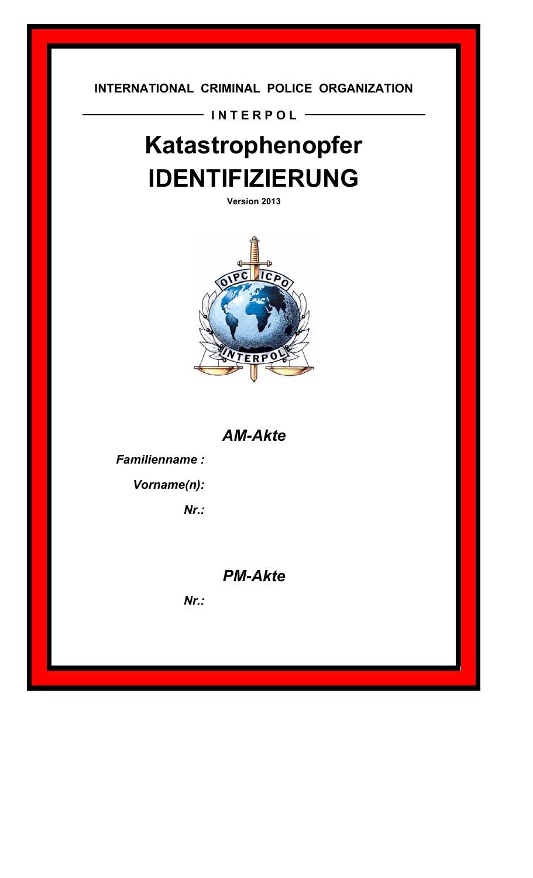**INTERNATIONAL CRIMINAL POLICE ORGANIZATION**

**INTERPOL**

# Katastrophenopfer IDENTIFIZIERUNG

**Version 2013**

## *AM-Akte*

***Familienname :***

***Vorname(n):***

***Nr.:***

## *PM-Akte*

***Nr.:***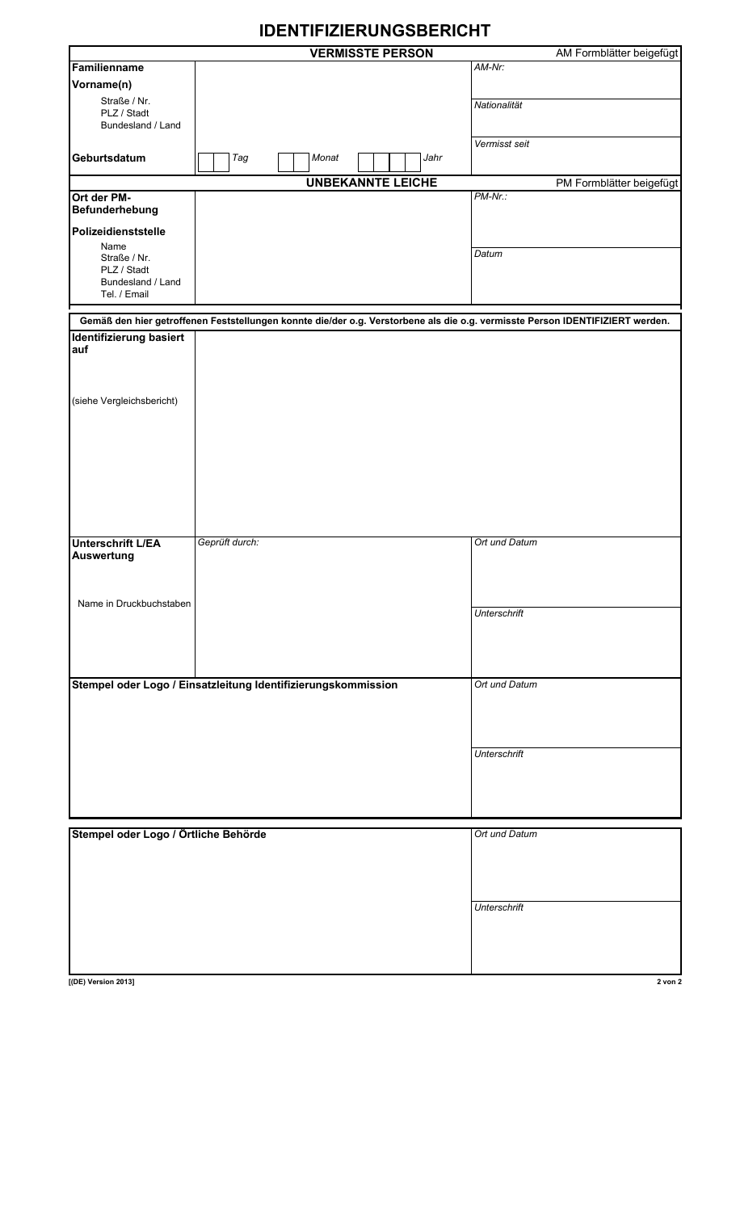# IDENTIFIZIERUNGSBERICHT

| VERMISSTE PERSON | | AM Formblätter beigefügt |
|---|---|---|
| **Familienname** | | *AM-Nr:* |
| **Vorname(n)** | | |
| Straße / Nr.<br>PLZ / Stadt<br>Bundesland / Land | | *Nationalität* |
| **Geburtsdatum** | Tag Monat Jahr | *Vermisst seit* |

| UNBEKANNTE LEICHE | | PM Formblätter beigefügt |
|---|---|---|
| **Ort der PM-Befunderhebung** | | *PM-Nr.:* |
| **Polizeidienststelle**<br>Name<br>Straße / Nr.<br>PLZ / Stadt<br>Bundesland / Land<br>Tel. / Email | | *Datum* |

**Gemäß den hier getroffenen Feststellungen konnte die/der o.g. Verstorbene als die o.g. vermisste Person IDENTIFIZIERT werden.**

| | |
|---|---|
| **Identifizierung basiert auf**<br><br>(siehe Vergleichsbericht) | |

| | | |
|---|---|---|
| **Unterschrift L/EA Auswertung**<br><br>Name in Druckbuchstaben | *Geprüft durch:* | *Ort und Datum*<br><br>*Unterschrift* |

| | |
|---|---|
| **Stempel oder Logo / Einsatzleitung Identifizierungskommission** | *Ort und Datum*<br><br>*Unterschrift* |

| | |
|---|---|
| **Stempel oder Logo / Örtliche Behörde** | *Ort und Datum*<br><br>*Unterschrift* |

[(DE) Version 2013]